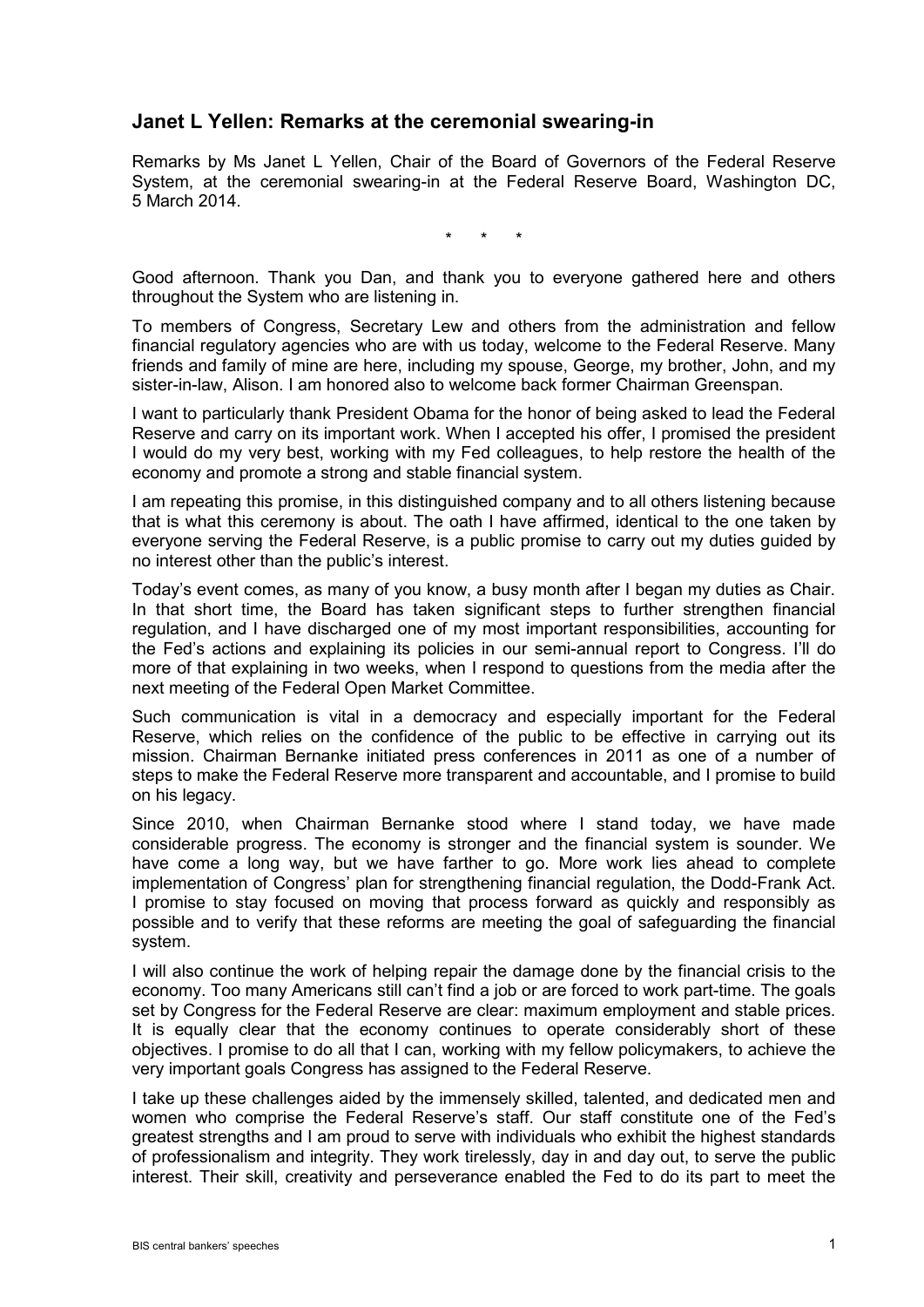## Janet L Yellen: Remarks at the ceremonial swearing-in

Remarks by Ms Janet L Yellen, Chair of the Board of Governors of the Federal Reserve System, at the ceremonial swearing-in at the Federal Reserve Board, Washington DC, 5 March 2014.

\*   \*   \*

Good afternoon. Thank you Dan, and thank you to everyone gathered here and others throughout the System who are listening in.

To members of Congress, Secretary Lew and others from the administration and fellow financial regulatory agencies who are with us today, welcome to the Federal Reserve. Many friends and family of mine are here, including my spouse, George, my brother, John, and my sister-in-law, Alison. I am honored also to welcome back former Chairman Greenspan.

I want to particularly thank President Obama for the honor of being asked to lead the Federal Reserve and carry on its important work. When I accepted his offer, I promised the president I would do my very best, working with my Fed colleagues, to help restore the health of the economy and promote a strong and stable financial system.

I am repeating this promise, in this distinguished company and to all others listening because that is what this ceremony is about. The oath I have affirmed, identical to the one taken by everyone serving the Federal Reserve, is a public promise to carry out my duties guided by no interest other than the public's interest.

Today's event comes, as many of you know, a busy month after I began my duties as Chair. In that short time, the Board has taken significant steps to further strengthen financial regulation, and I have discharged one of my most important responsibilities, accounting for the Fed's actions and explaining its policies in our semi-annual report to Congress. I'll do more of that explaining in two weeks, when I respond to questions from the media after the next meeting of the Federal Open Market Committee.

Such communication is vital in a democracy and especially important for the Federal Reserve, which relies on the confidence of the public to be effective in carrying out its mission. Chairman Bernanke initiated press conferences in 2011 as one of a number of steps to make the Federal Reserve more transparent and accountable, and I promise to build on his legacy.

Since 2010, when Chairman Bernanke stood where I stand today, we have made considerable progress. The economy is stronger and the financial system is sounder. We have come a long way, but we have farther to go. More work lies ahead to complete implementation of Congress' plan for strengthening financial regulation, the Dodd-Frank Act. I promise to stay focused on moving that process forward as quickly and responsibly as possible and to verify that these reforms are meeting the goal of safeguarding the financial system.

I will also continue the work of helping repair the damage done by the financial crisis to the economy. Too many Americans still can't find a job or are forced to work part-time. The goals set by Congress for the Federal Reserve are clear: maximum employment and stable prices. It is equally clear that the economy continues to operate considerably short of these objectives. I promise to do all that I can, working with my fellow policymakers, to achieve the very important goals Congress has assigned to the Federal Reserve.

I take up these challenges aided by the immensely skilled, talented, and dedicated men and women who comprise the Federal Reserve's staff. Our staff constitute one of the Fed's greatest strengths and I am proud to serve with individuals who exhibit the highest standards of professionalism and integrity. They work tirelessly, day in and day out, to serve the public interest. Their skill, creativity and perseverance enabled the Fed to do its part to meet the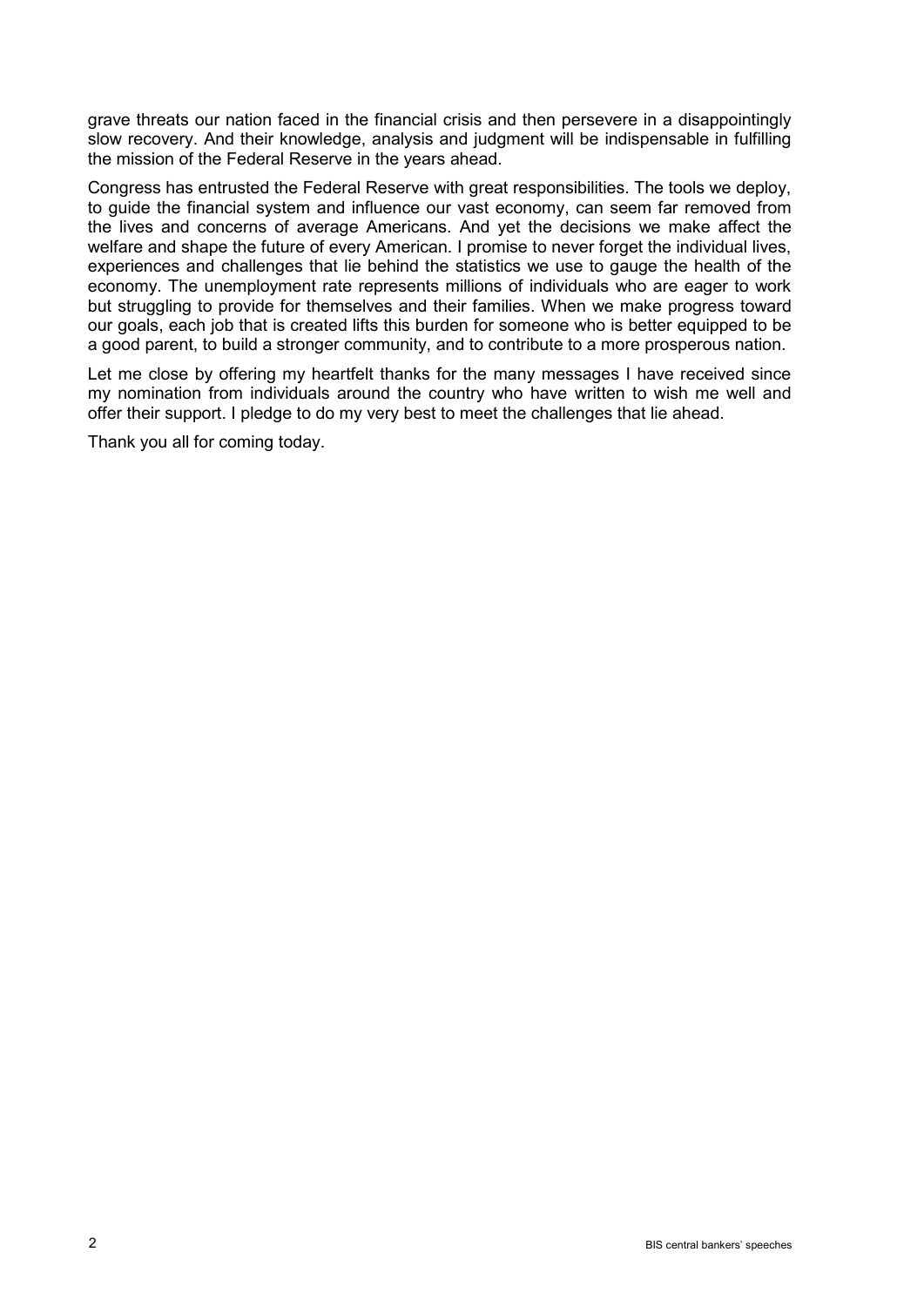grave threats our nation faced in the financial crisis and then persevere in a disappointingly slow recovery. And their knowledge, analysis and judgment will be indispensable in fulfilling the mission of the Federal Reserve in the years ahead.

Congress has entrusted the Federal Reserve with great responsibilities. The tools we deploy, to guide the financial system and influence our vast economy, can seem far removed from the lives and concerns of average Americans. And yet the decisions we make affect the welfare and shape the future of every American. I promise to never forget the individual lives, experiences and challenges that lie behind the statistics we use to gauge the health of the economy. The unemployment rate represents millions of individuals who are eager to work but struggling to provide for themselves and their families. When we make progress toward our goals, each job that is created lifts this burden for someone who is better equipped to be a good parent, to build a stronger community, and to contribute to a more prosperous nation.

Let me close by offering my heartfelt thanks for the many messages I have received since my nomination from individuals around the country who have written to wish me well and offer their support. I pledge to do my very best to meet the challenges that lie ahead.

Thank you all for coming today.